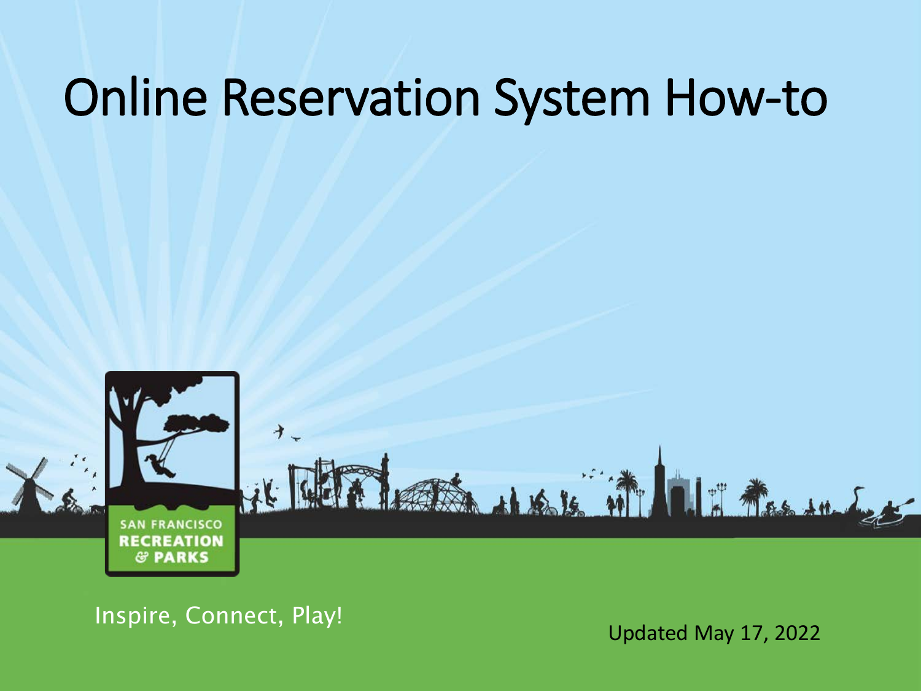# Online Reservation System How-to

SAN FRANCISCO
RECREATION
& PARKS

Inspire, Connect, Play!

Updated May 17, 2022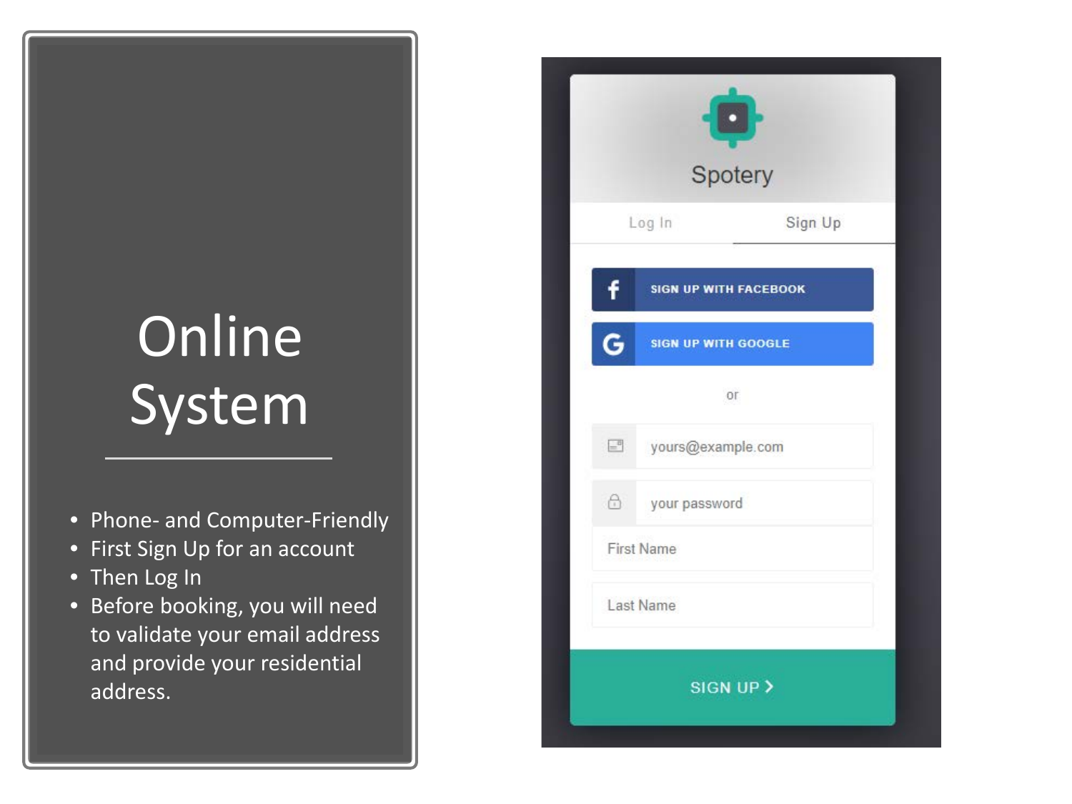# Online System

- Phone- and Computer-Friendly
- First Sign Up for an account
- Then Log In
- Before booking, you will need to validate your email address and provide your residential address.

Spotery

Log In | Sign Up

SIGN UP WITH FACEBOOK

SIGN UP WITH GOOGLE

or

yours@example.com

your password

First Name

Last Name

SIGN UP >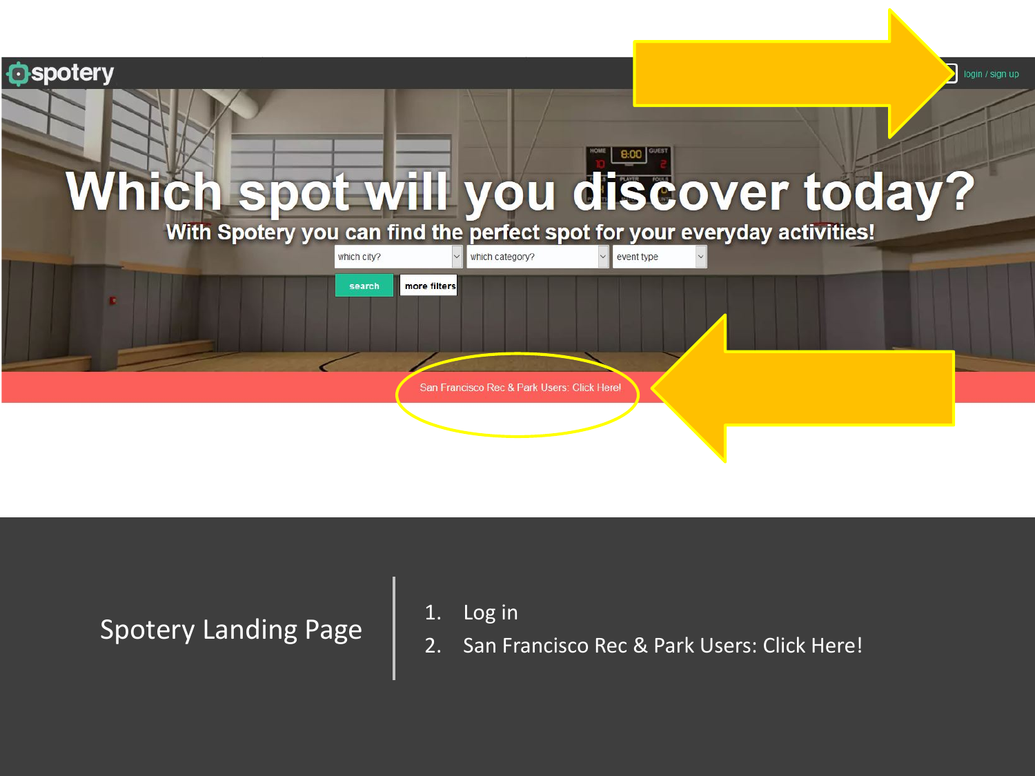spotery

login / sign up

# Which spot will you discover today?

With Spotery you can find the perfect spot for your everyday activities!

which city? | which category? | event type

search | more filters

San Francisco Rec & Park Users: Click Here!

## Spotery Landing Page

1. Log in
2. San Francisco Rec & Park Users: Click Here!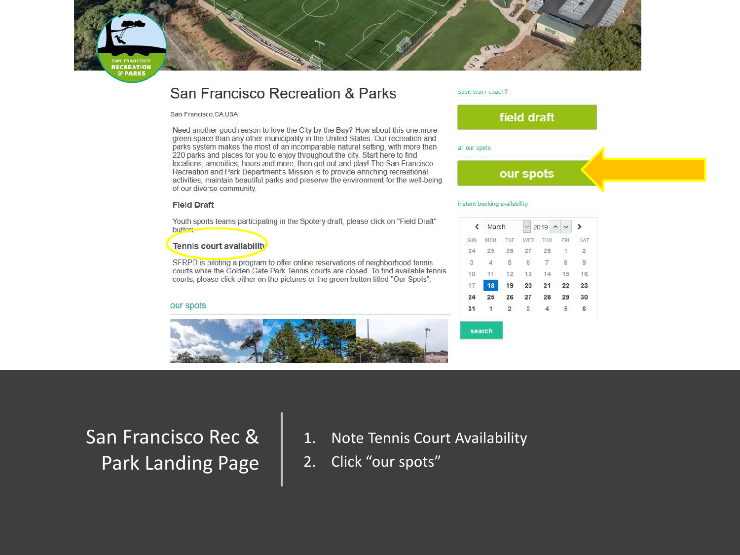# San Francisco Recreation & Parks

San Francisco,CA,USA

Need another good reason to love the City by the Bay? How about this one:more green space than any other municipality in the United States. Our recreation and parks system makes the most of an incomparable natural setting, with more than 220 parks and places for you to enjoy throughout the city. Start here to find locations, amenities, hours and more, then get out and play! The San Francisco Recreation and Park Department's Mission is to provide enriching recreational activities, maintain beautiful parks and preserve the environment for the well-being of our diverse community.

### Field Draft

Youth sports teams participating in the Spotery draft, please click on "Field Draft" button.

### Tennis court availability

SFRPD is piloting a program to offer online reservations of neighborhood tennis courts while the Golden Gate Park Tennis courts are closed. To find available tennis courts, please click either on the pictures or the green button titled "Our Spots".

our spots

sport team coach?

**field draft**

all our spots

**our spots**

instant booking availability

March 2019

| SUN | MON | TUE | WED | THU | FRI | SAT |
|---|---|---|---|---|---|---|
| 24 | 25 | 26 | 27 | 28 | 1 | 2 |
| 3 | 4 | 5 | 6 | 7 | 8 | 9 |
| 10 | 11 | 12 | 13 | 14 | 15 | 16 |
| 17 | 18 | 19 | 20 | 21 | 22 | 23 |
| 24 | 25 | 26 | 27 | 28 | 29 | 30 |
| 31 | 1 | 2 | 3 | 4 | 5 | 6 |

search

## San Francisco Rec & Park Landing Page

1. Note Tennis Court Availability
2. Click "our spots"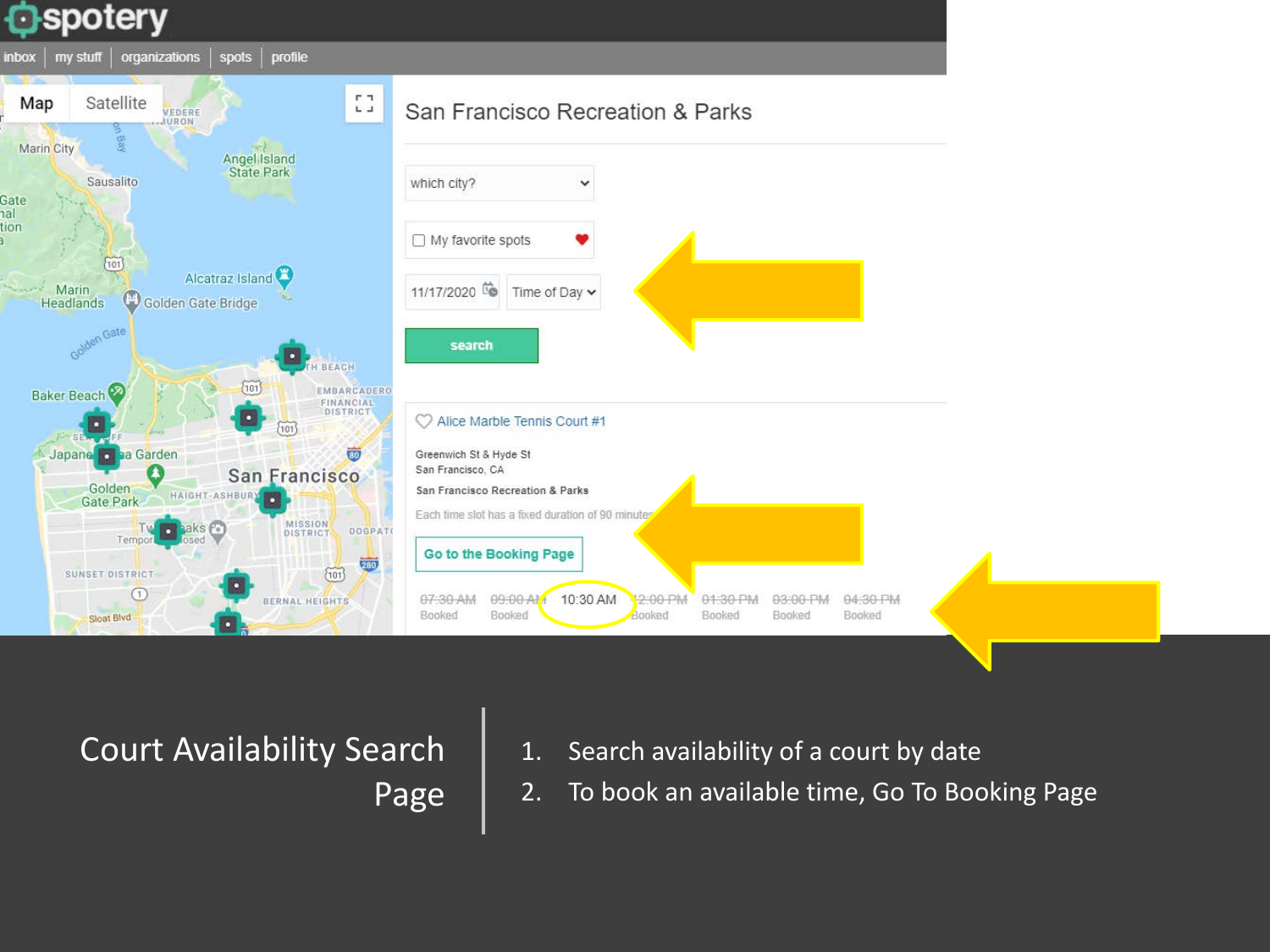# Court Availability Search Page

1. Search availability of a court by date
2. To book an available time, Go To Booking Page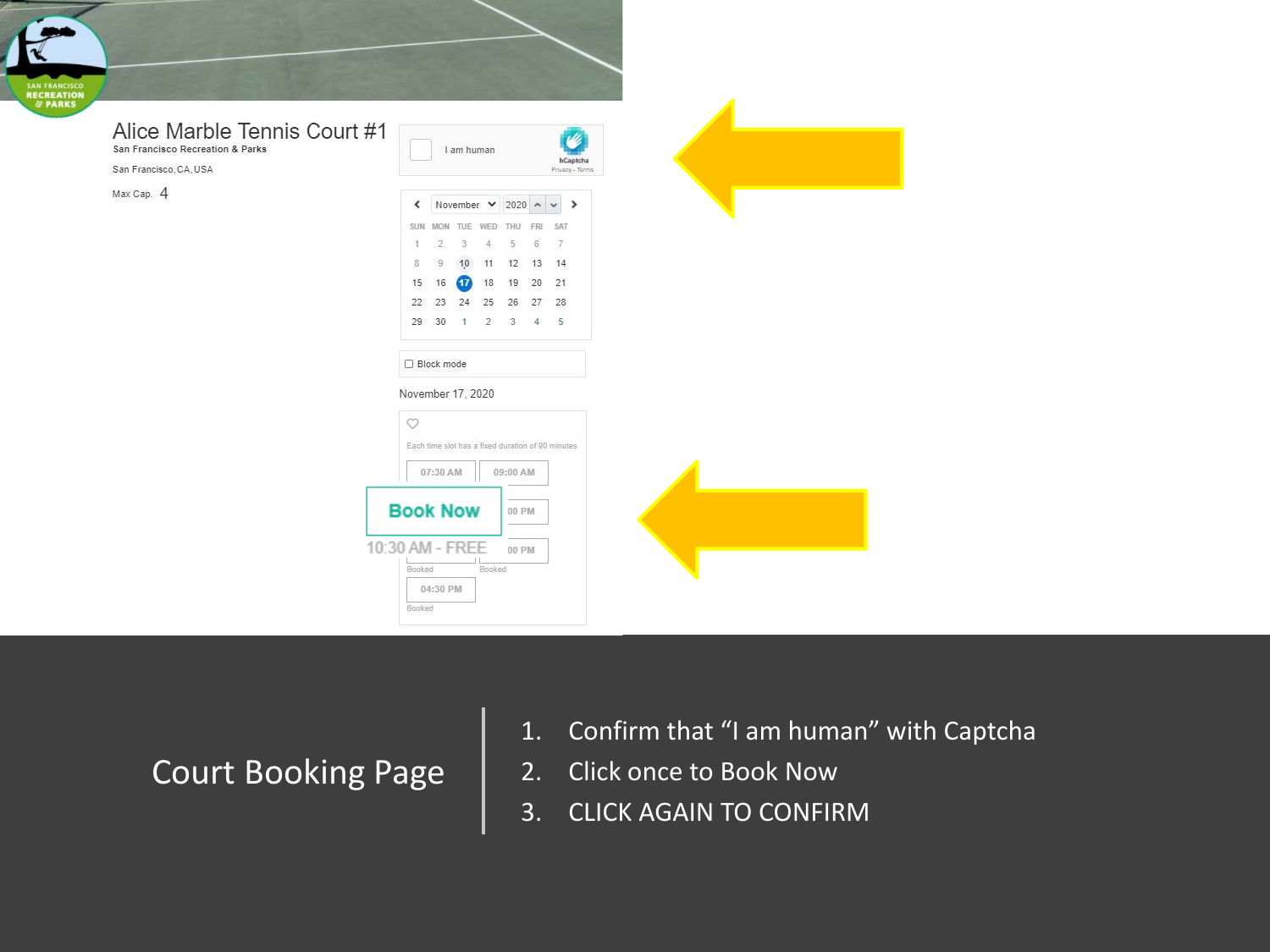Alice Marble Tennis Court #1

San Francisco Recreation & Parks

San Francisco, CA, USA

Max Cap. 4

I am human

hCaptcha

Privacy - Terms

November 2020

| SUN | MON | TUE | WED | THU | FRI | SAT |
|---|---|---|---|---|---|---|
| 1 | 2 | 3 | 4 | 5 | 6 | 7 |
| 8 | 9 | 10 | 11 | 12 | 13 | 14 |
| 15 | 16 | 17 | 18 | 19 | 20 | 21 |
| 22 | 23 | 24 | 25 | 26 | 27 | 28 |
| 29 | 30 | 1 | 2 | 3 | 4 | 5 |

Block mode

November 17, 2020

Each time slot has a fixed duration of 90 minutes

07:30 AM | 09:00 AM

Book Now

10:30 AM - FREE

00 PM

00 PM

Booked | Booked

04:30 PM

Booked

## Court Booking Page

1. Confirm that "I am human" with Captcha
2. Click once to Book Now
3. CLICK AGAIN TO CONFIRM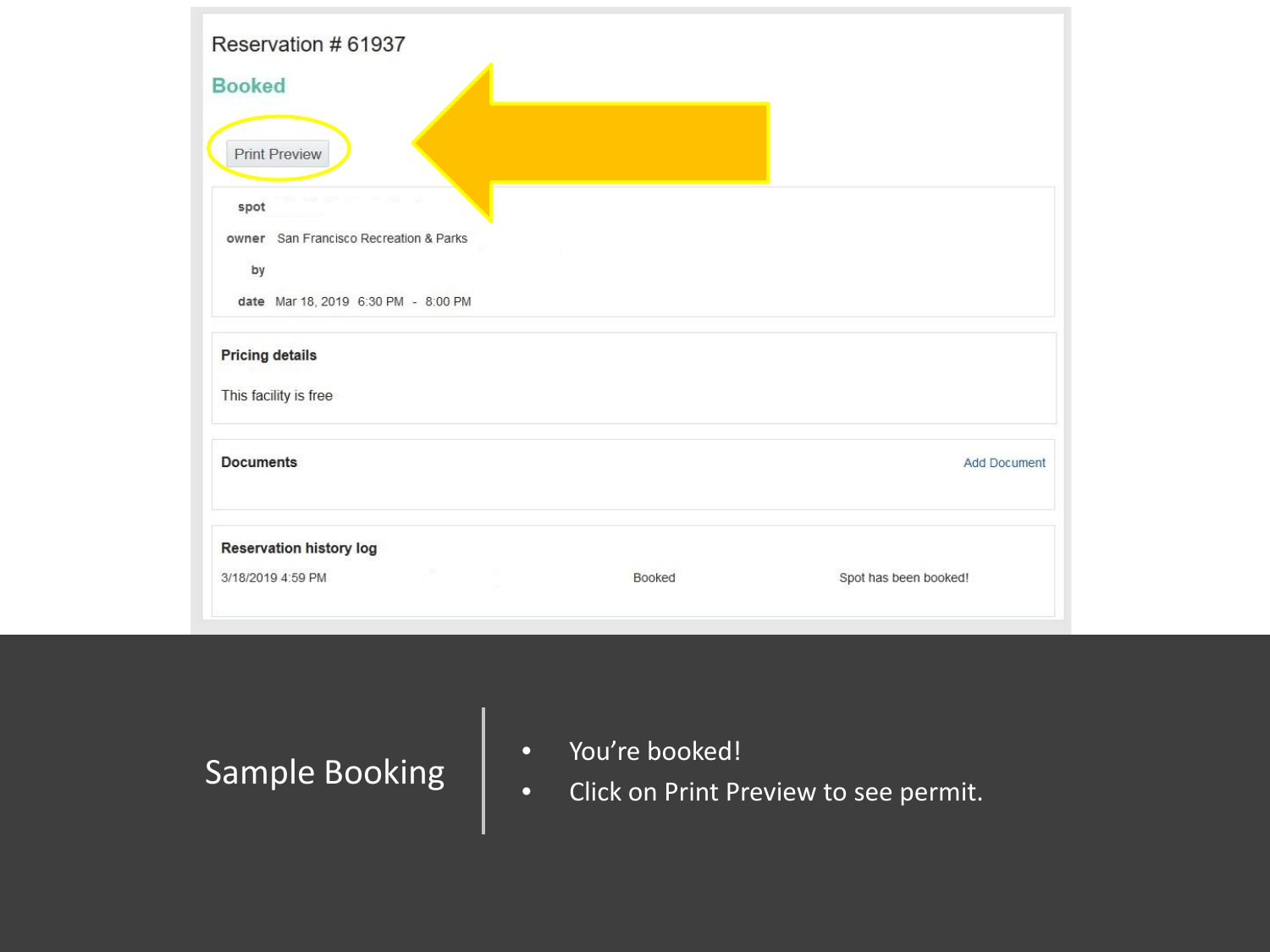# Reservation # 61937

**Booked**

Print Preview

| | |
|---|---|
| spot | |
| owner | San Francisco Recreation & Parks |
| by | |
| date | Mar 18, 2019 6:30 PM - 8:00 PM |

**Pricing details**

This facility is free

**Documents** — Add Document

**Reservation history log**

| | | |
|---|---|---|
| 3/18/2019 4:59 PM | Booked | Spot has been booked! |

## Sample Booking

- You're booked!
- Click on Print Preview to see permit.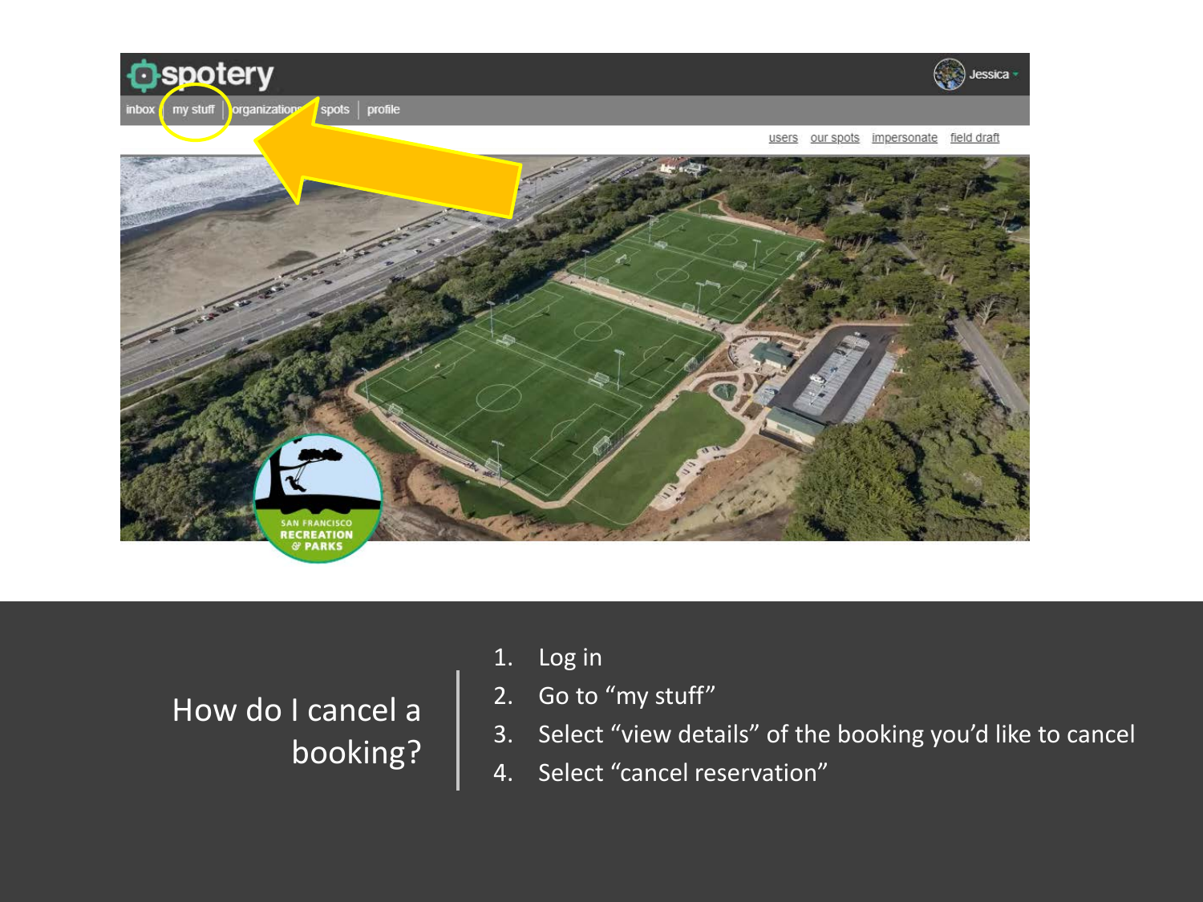## How do I cancel a booking?

1. Log in
2. Go to “my stuff”
3. Select “view details” of the booking you’d like to cancel
4. Select “cancel reservation”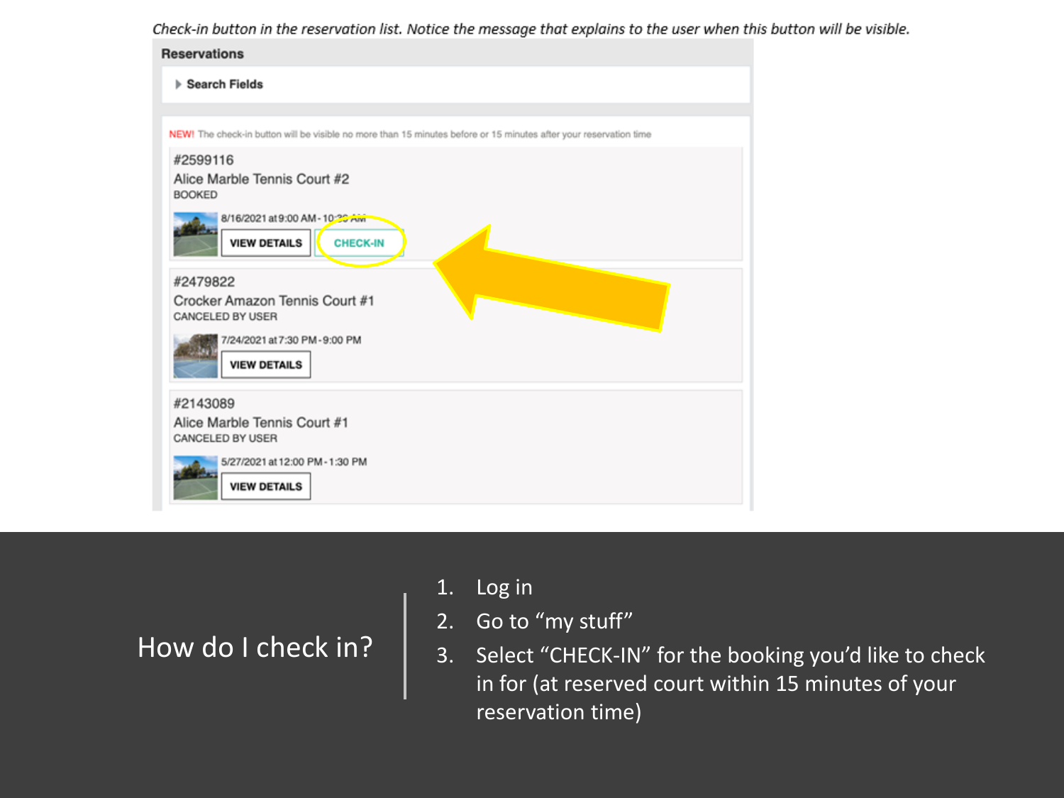*Check-in button in the reservation list. Notice the message that explains to the user when this button will be visible.*

**Reservations**

▸ Search Fields

NEW! The check-in button will be visible no more than 15 minutes before or 15 minutes after your reservation time

#2599116
Alice Marble Tennis Court #2
BOOKED

8/16/2021 at 9:00 AM - 10:30 AM

VIEW DETAILS | CHECK-IN

#2479822
Crocker Amazon Tennis Court #1
CANCELED BY USER

7/24/2021 at 7:30 PM - 9:00 PM

VIEW DETAILS

#2143089
Alice Marble Tennis Court #1
CANCELED BY USER

5/27/2021 at 12:00 PM - 1:30 PM

VIEW DETAILS

## How do I check in?

1. Log in
2. Go to "my stuff"
3. Select "CHECK-IN" for the booking you'd like to check in for (at reserved court within 15 minutes of your reservation time)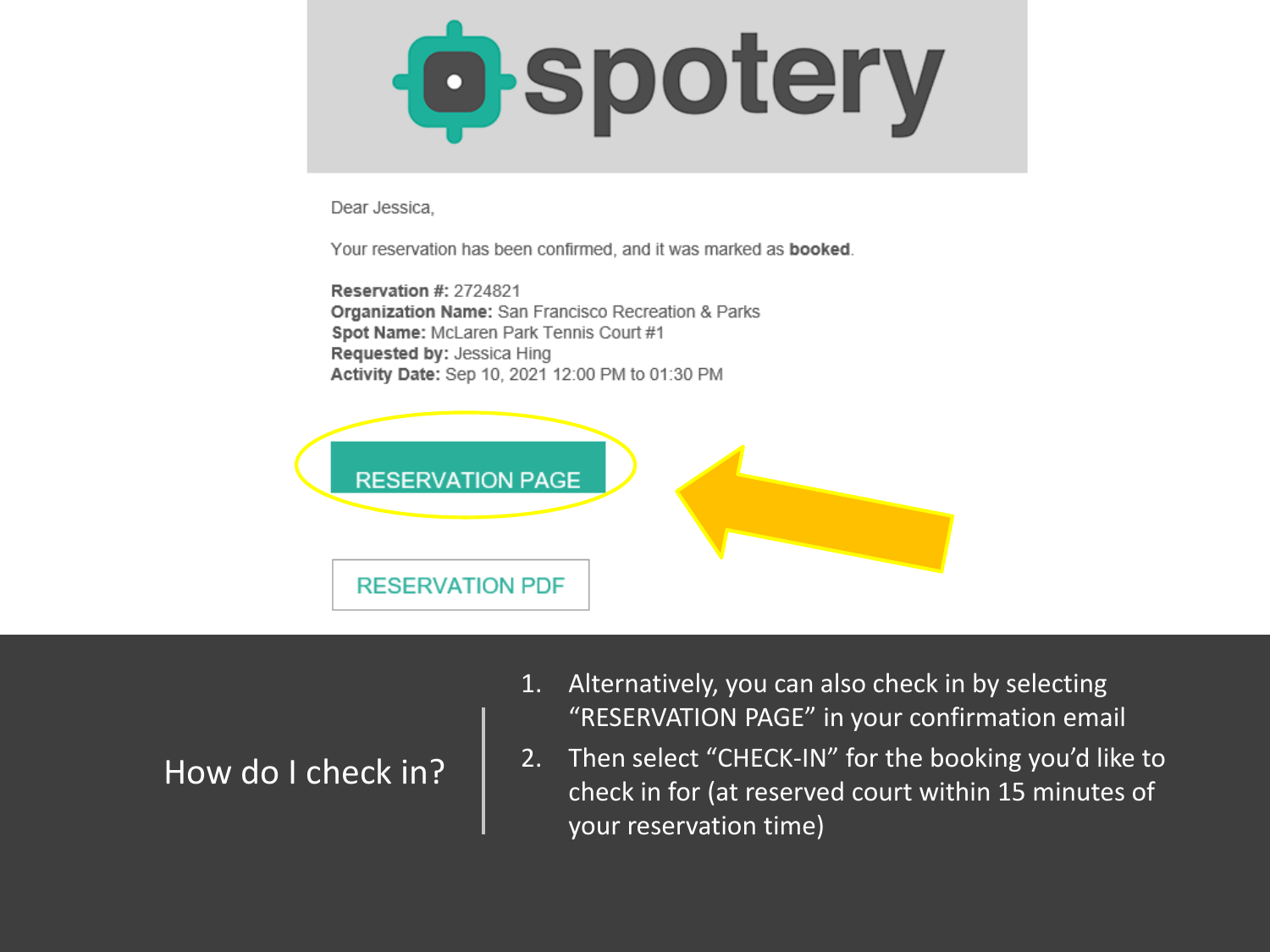spotery

Dear Jessica,

Your reservation has been confirmed, and it was marked as **booked**.

**Reservation #:** 2724821
**Organization Name:** San Francisco Recreation & Parks
**Spot Name:** McLaren Park Tennis Court #1
**Requested by:** Jessica Hing
**Activity Date:** Sep 10, 2021 12:00 PM to 01:30 PM

RESERVATION PAGE

RESERVATION PDF

## How do I check in?

1. Alternatively, you can also check in by selecting "RESERVATION PAGE" in your confirmation email
2. Then select "CHECK-IN" for the booking you'd like to check in for (at reserved court within 15 minutes of your reservation time)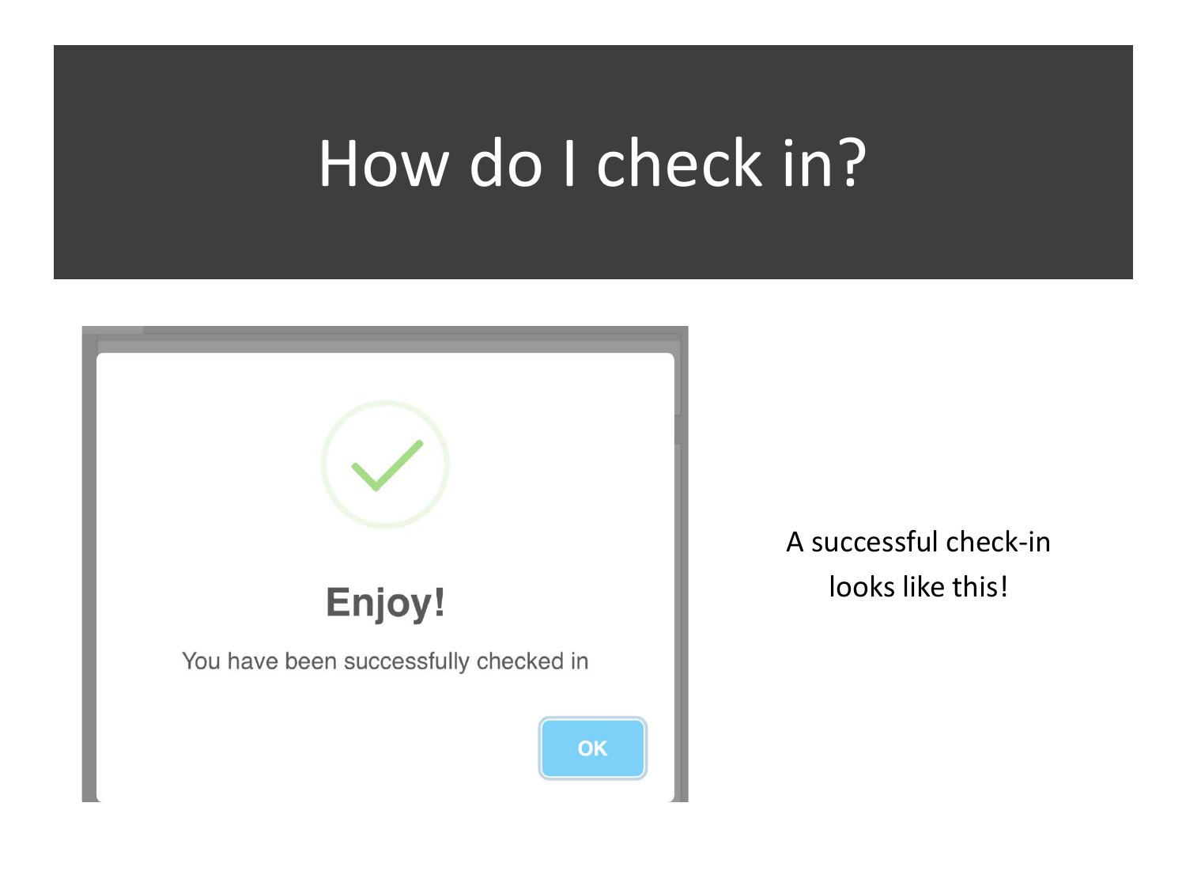# How do I check in?

Enjoy!

You have been successfully checked in

OK

A successful check-in looks like this!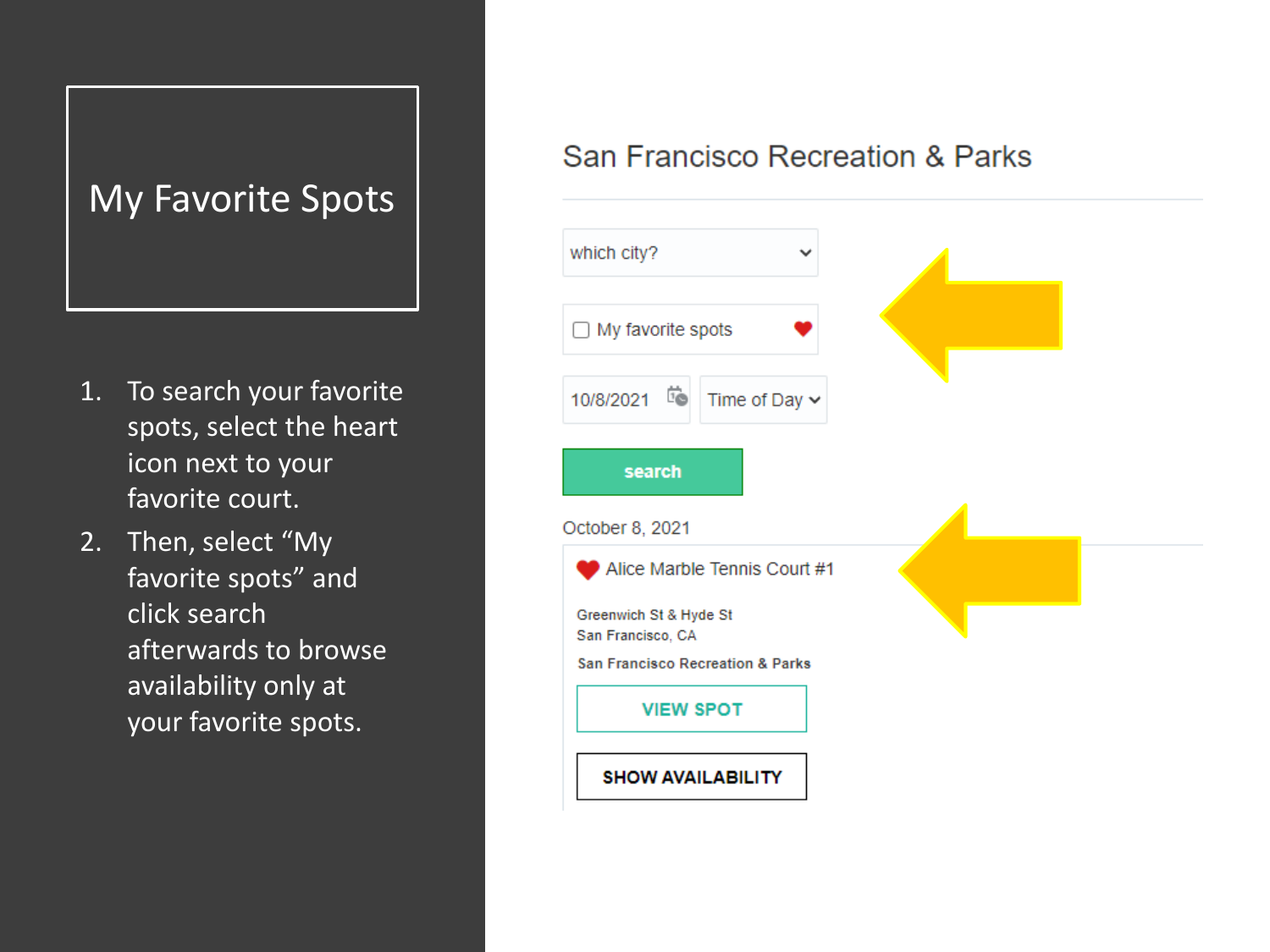# My Favorite Spots

1. To search your favorite spots, select the heart icon next to your favorite court.
2. Then, select "My favorite spots" and click search afterwards to browse availability only at your favorite spots.

San Francisco Recreation & Parks

which city?

My favorite spots

10/8/2021 Time of Day

search

October 8, 2021

Alice Marble Tennis Court #1

Greenwich St & Hyde St
San Francisco, CA

San Francisco Recreation & Parks

VIEW SPOT

SHOW AVAILABILITY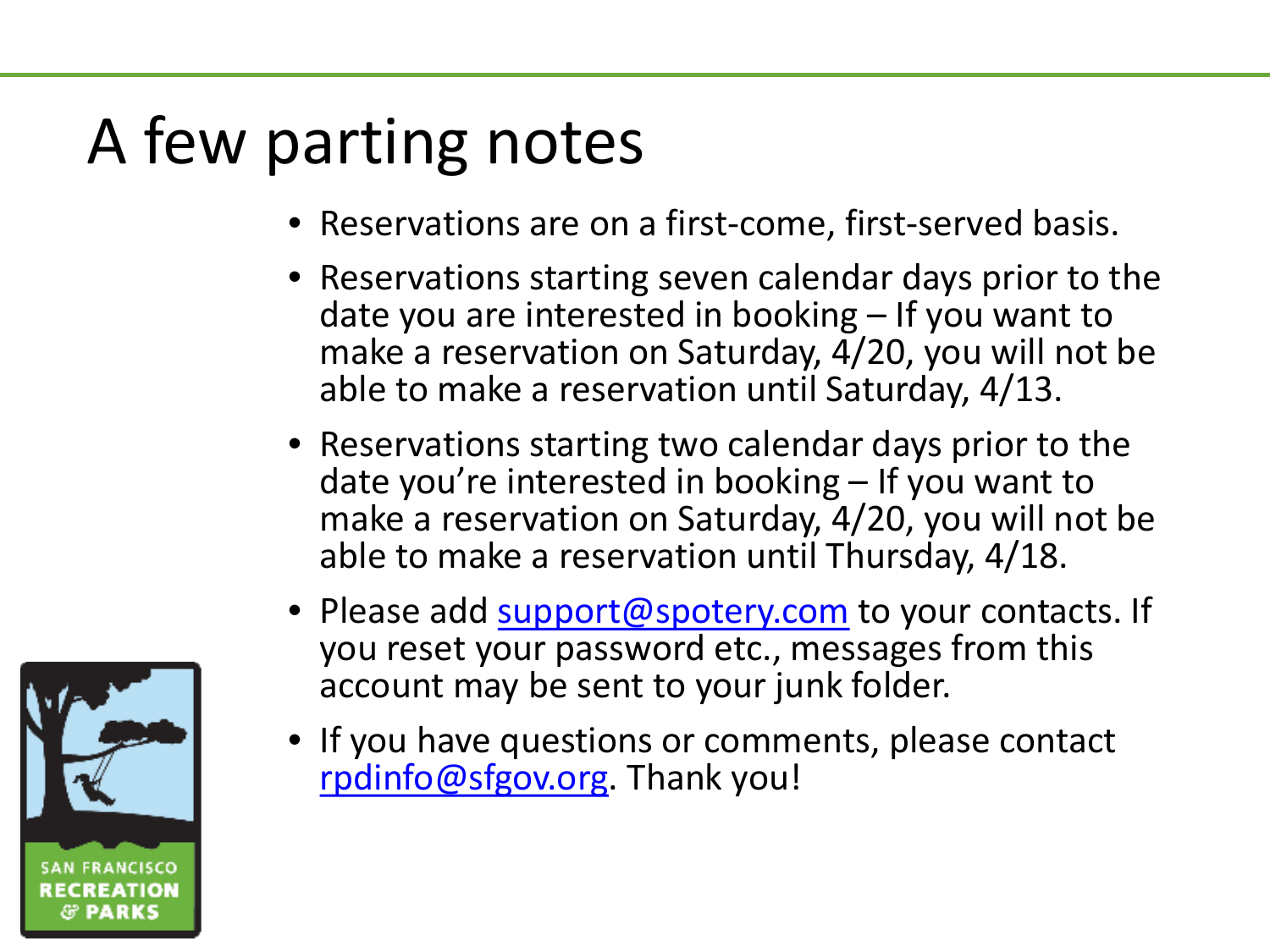# A few parting notes

- Reservations are on a first-come, first-served basis.
- Reservations starting seven calendar days prior to the date you are interested in booking – If you want to make a reservation on Saturday, 4/20, you will not be able to make a reservation until Saturday, 4/13.
- Reservations starting two calendar days prior to the date you're interested in booking – If you want to make a reservation on Saturday, 4/20, you will not be able to make a reservation until Thursday, 4/18.
- Please add support@spotery.com to your contacts. If you reset your password etc., messages from this account may be sent to your junk folder.
- If you have questions or comments, please contact rpdinfo@sfgov.org. Thank you!

SAN FRANCISCO RECREATION & PARKS